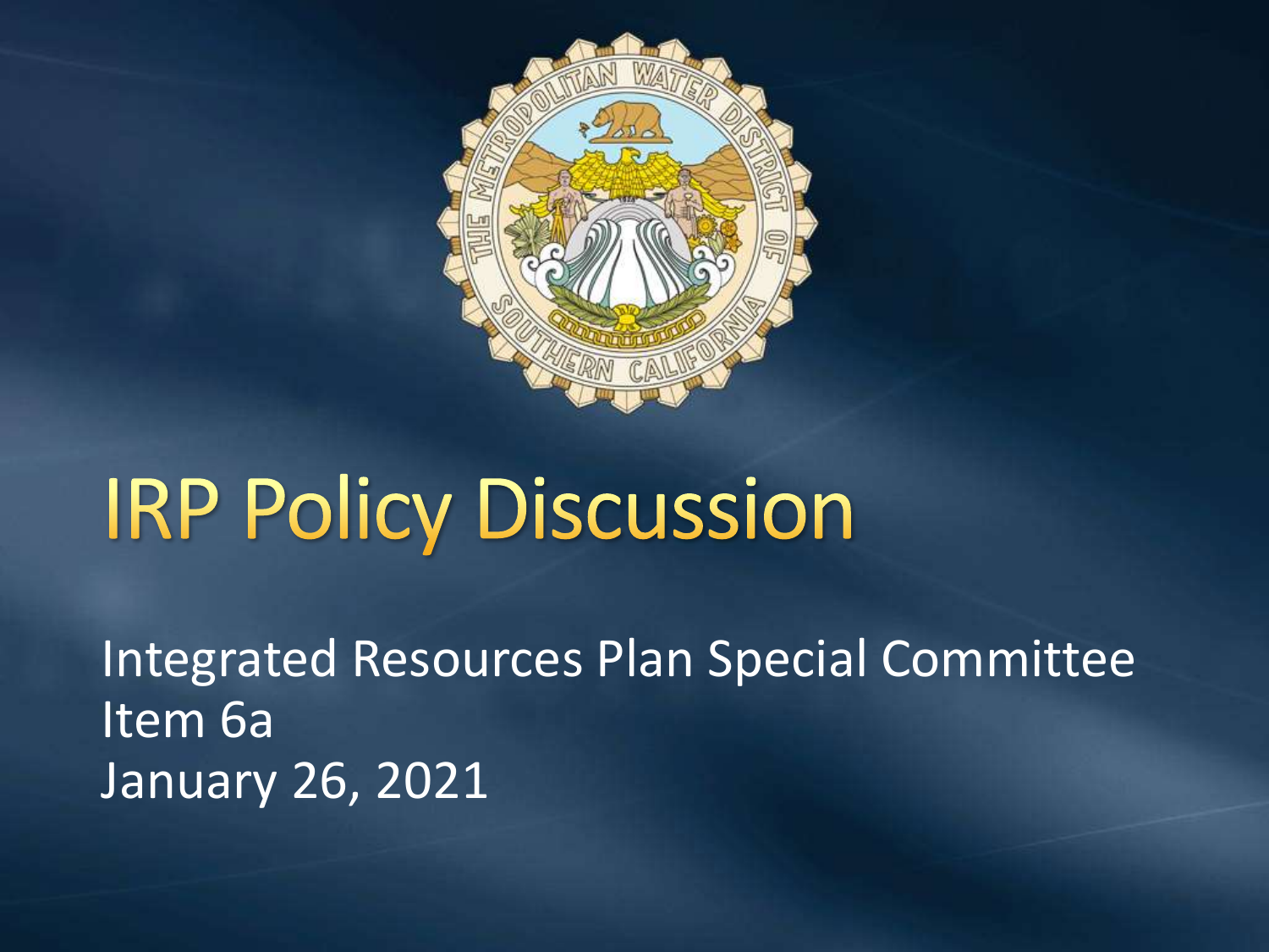# IRP Policy Discussion

Integrated Resources Plan Special Committee
Item 6a
January 26, 2021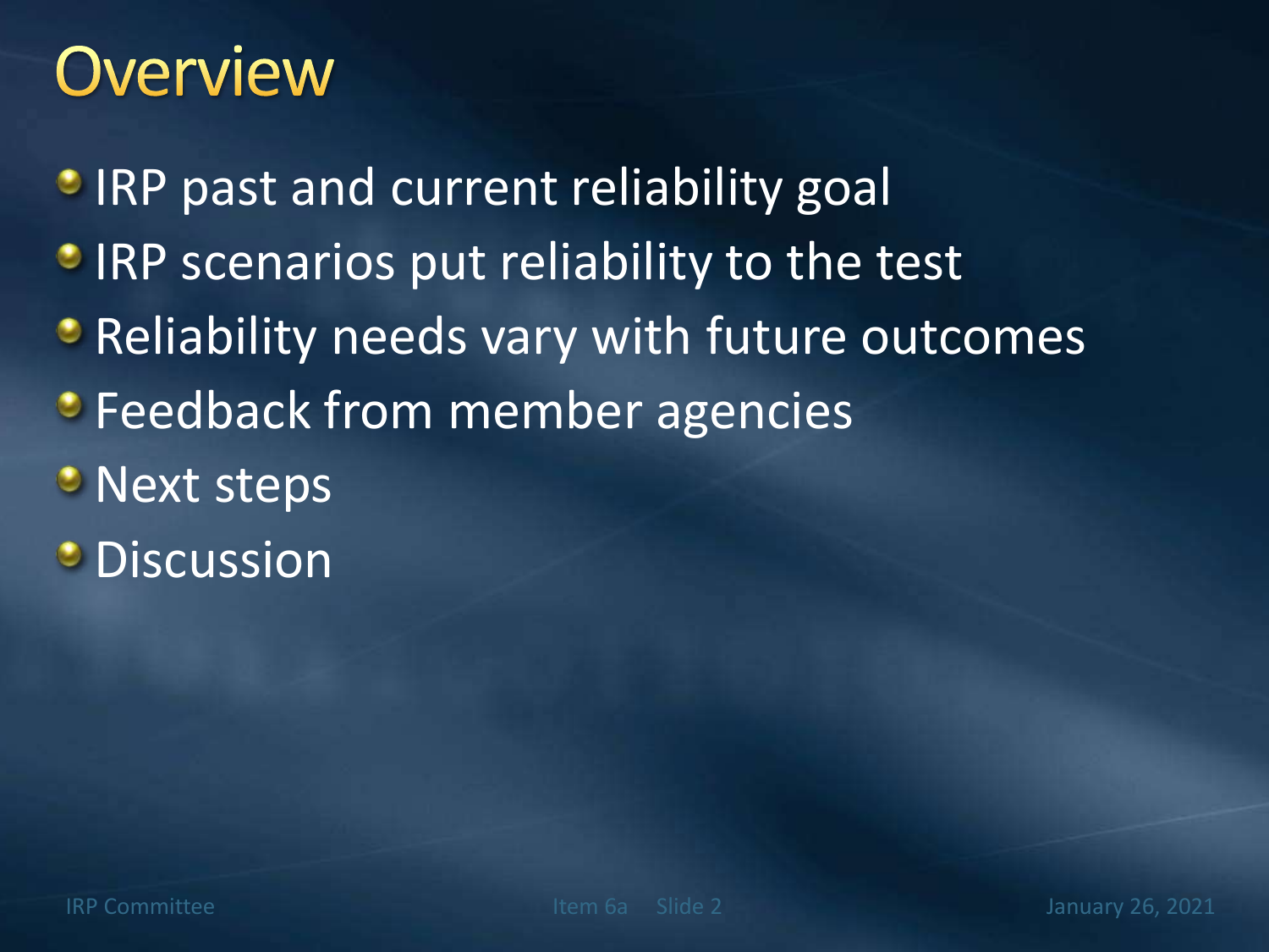# Overview

- IRP past and current reliability goal
- IRP scenarios put reliability to the test
- Reliability needs vary with future outcomes
- Feedback from member agencies
- Next steps
- Discussion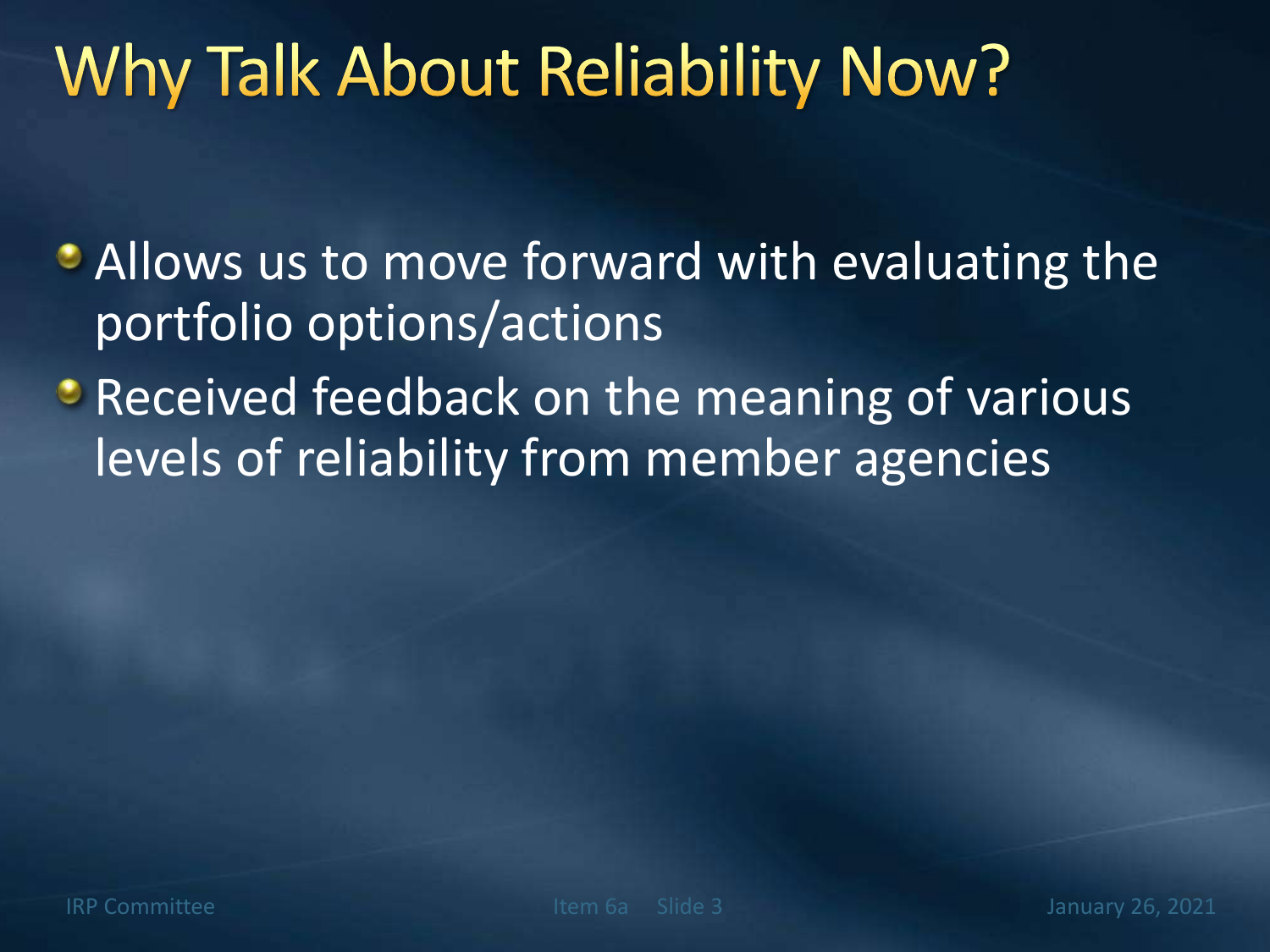# Why Talk About Reliability Now?

- Allows us to move forward with evaluating the portfolio options/actions
- Received feedback on the meaning of various levels of reliability from member agencies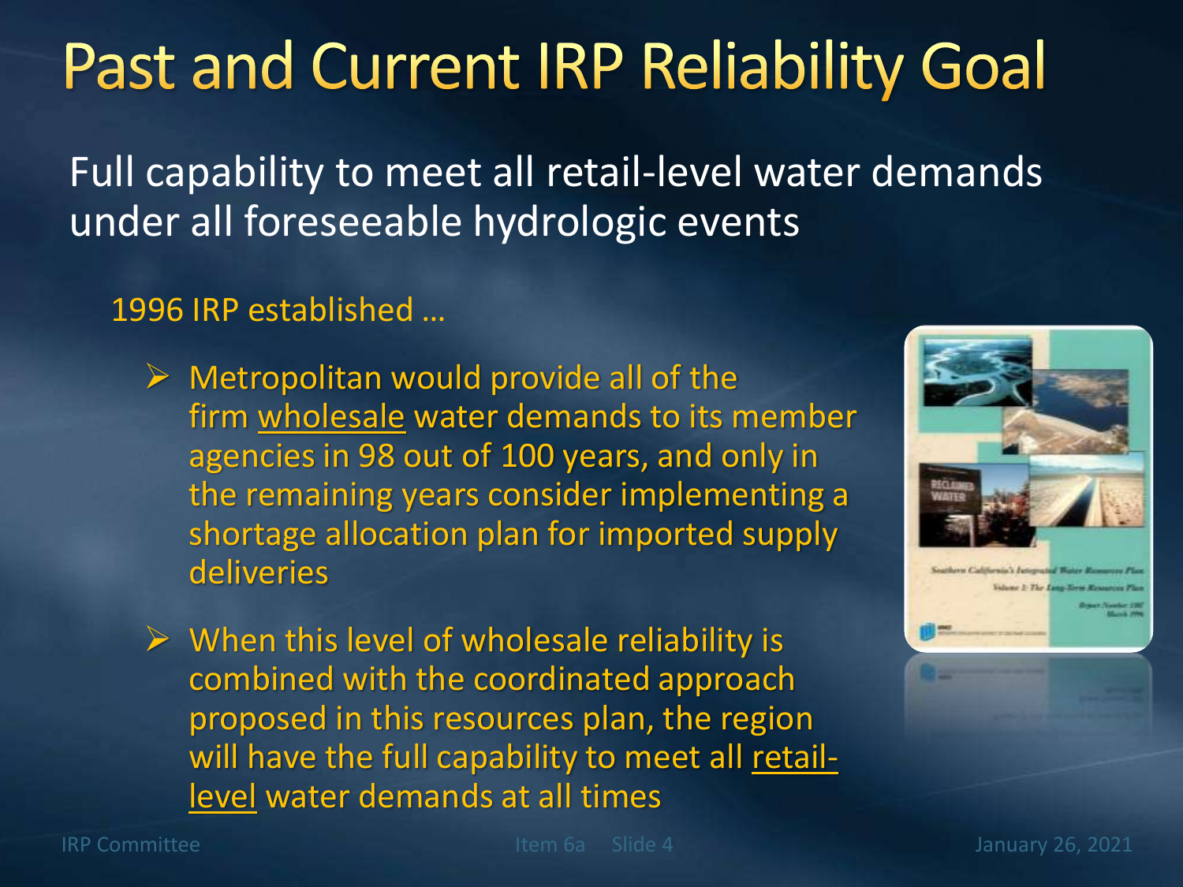# Past and Current IRP Reliability Goal

Full capability to meet all retail-level water demands under all foreseeable hydrologic events

1996 IRP established …

- Metropolitan would provide all of the firm wholesale water demands to its member agencies in 98 out of 100 years, and only in the remaining years consider implementing a shortage allocation plan for imported supply deliveries
- When this level of wholesale reliability is combined with the coordinated approach proposed in this resources plan, the region will have the full capability to meet all retail-level water demands at all times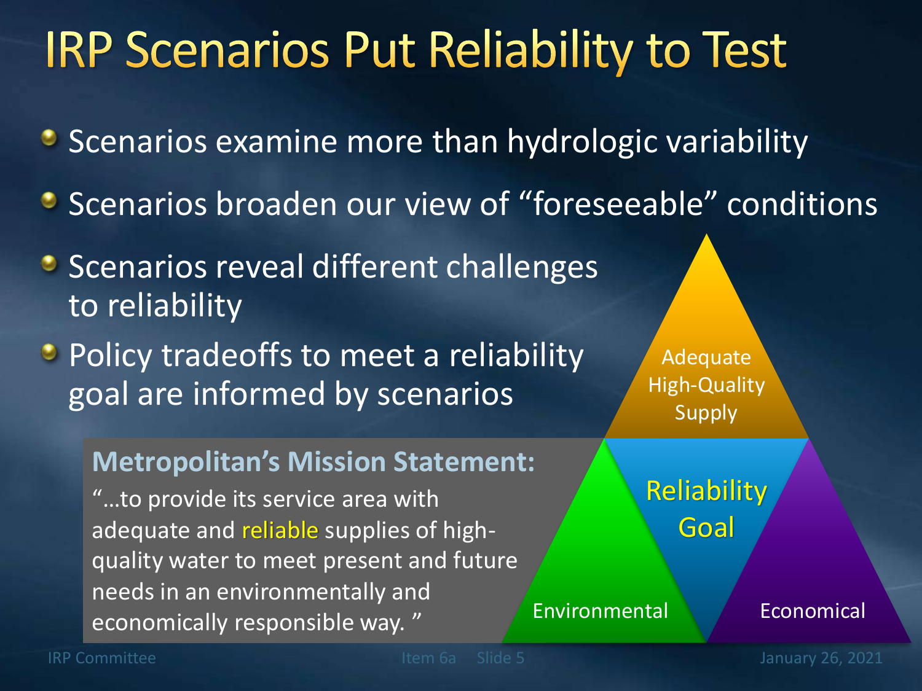# IRP Scenarios Put Reliability to Test

- Scenarios examine more than hydrologic variability
- Scenarios broaden our view of "foreseeable" conditions
- Scenarios reveal different challenges to reliability
- Policy tradeoffs to meet a reliability goal are informed by scenarios

**Metropolitan's Mission Statement:**

"…to provide its service area with adequate and reliable supplies of high-quality water to meet present and future needs in an environmentally and economically responsible way. "

Adequate High-Quality Supply

Reliability Goal

Environmental

Economical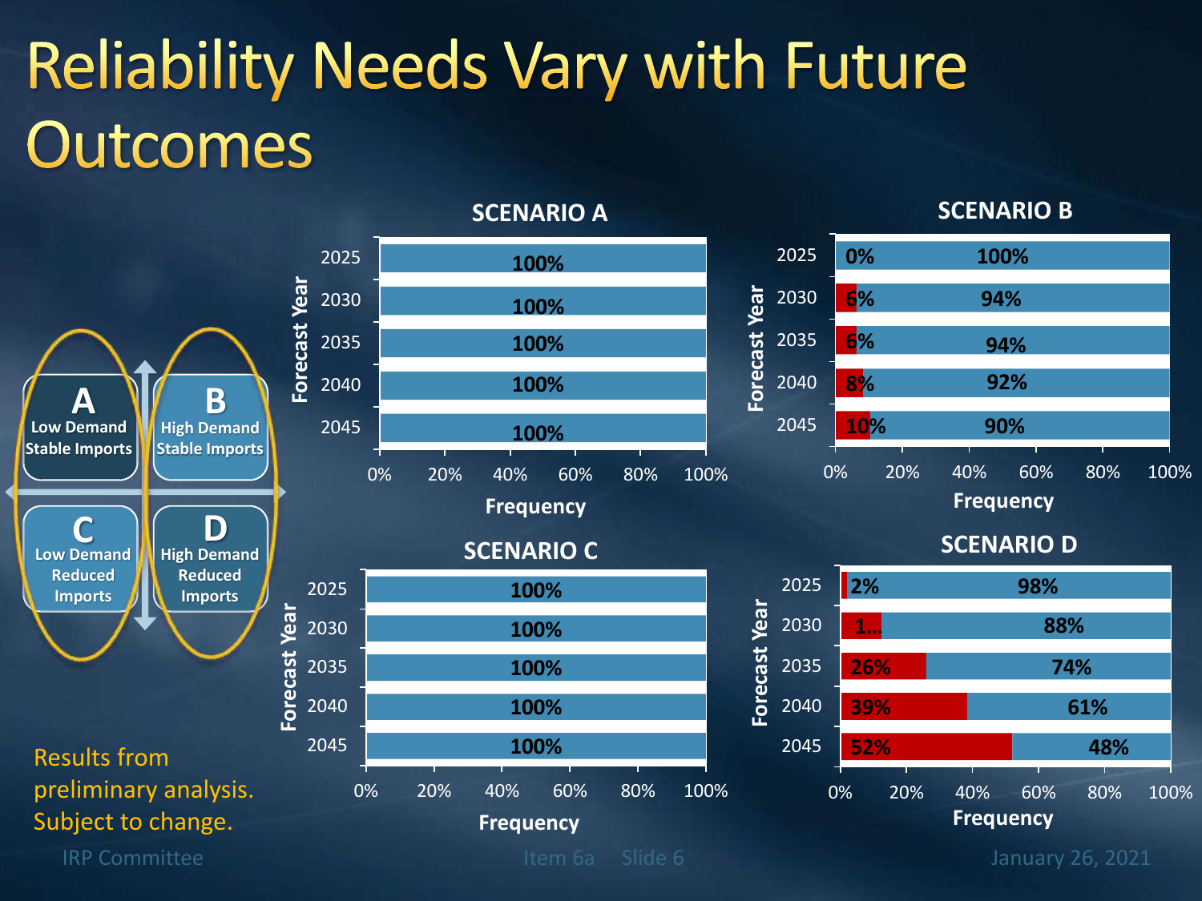# Reliability Needs Vary with Future Outcomes

| | Stable Imports | Reduced Imports |
|---|---|---|
| Low Demand | **A** Low Demand Stable Imports | **C** Low Demand Reduced Imports |
| High Demand | **B** High Demand Stable Imports | **D** High Demand Reduced Imports |

### SCENARIO A

| Forecast Year | Frequency |
|---|---|
| 2025 | 100% |
| 2030 | 100% |
| 2035 | 100% |
| 2040 | 100% |
| 2045 | 100% |

### SCENARIO B

| Forecast Year | Frequency (red) | Frequency (blue) |
|---|---|---|
| 2025 | 0% | 100% |
| 2030 | 6% | 94% |
| 2035 | 6% | 94% |
| 2040 | 8% | 92% |
| 2045 | 10% | 90% |

### SCENARIO C

| Forecast Year | Frequency |
|---|---|
| 2025 | 100% |
| 2030 | 100% |
| 2035 | 100% |
| 2040 | 100% |
| 2045 | 100% |

### SCENARIO D

| Forecast Year | Frequency (red) | Frequency (blue) |
|---|---|---|
| 2025 | 2% | 98% |
| 2030 | 1... | 88% |
| 2035 | 26% | 74% |
| 2040 | 39% | 61% |
| 2045 | 52% | 48% |

Results from preliminary analysis. Subject to change.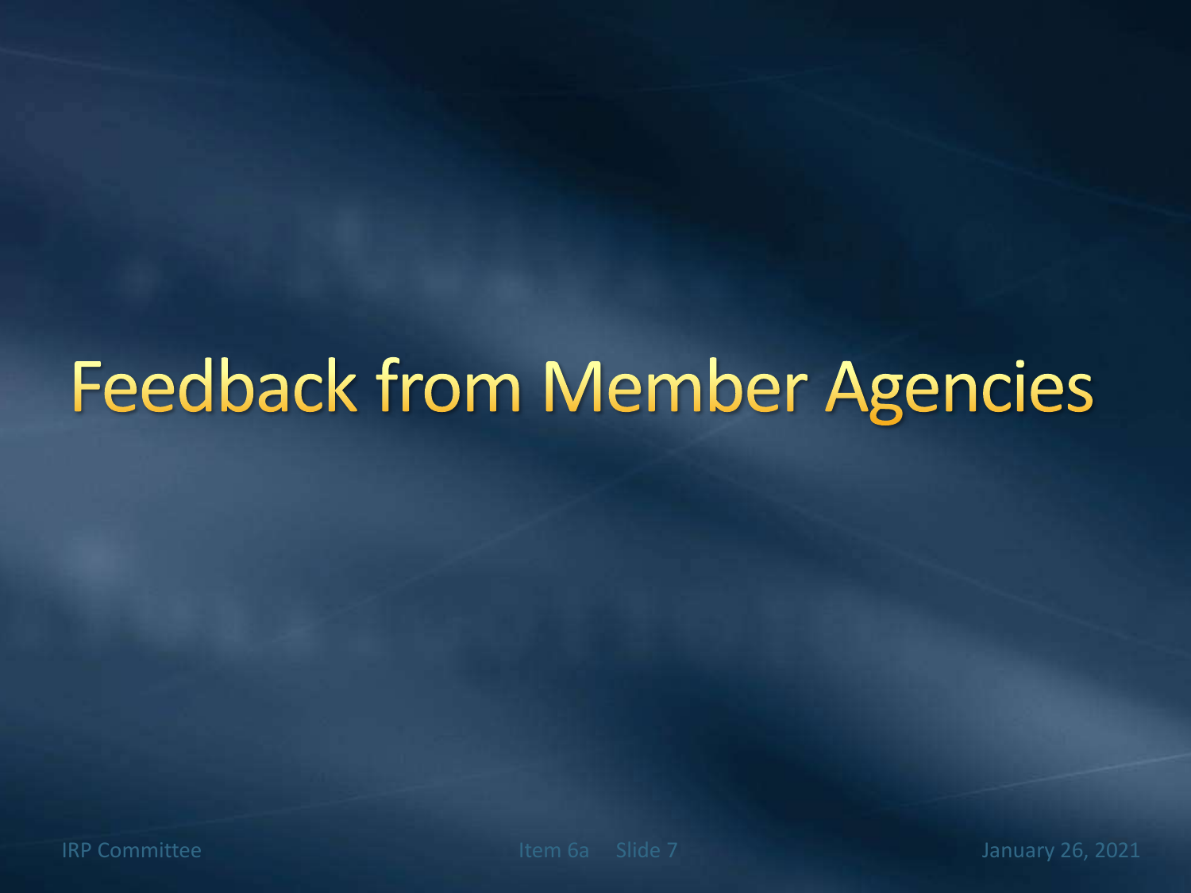# Feedback from Member Agencies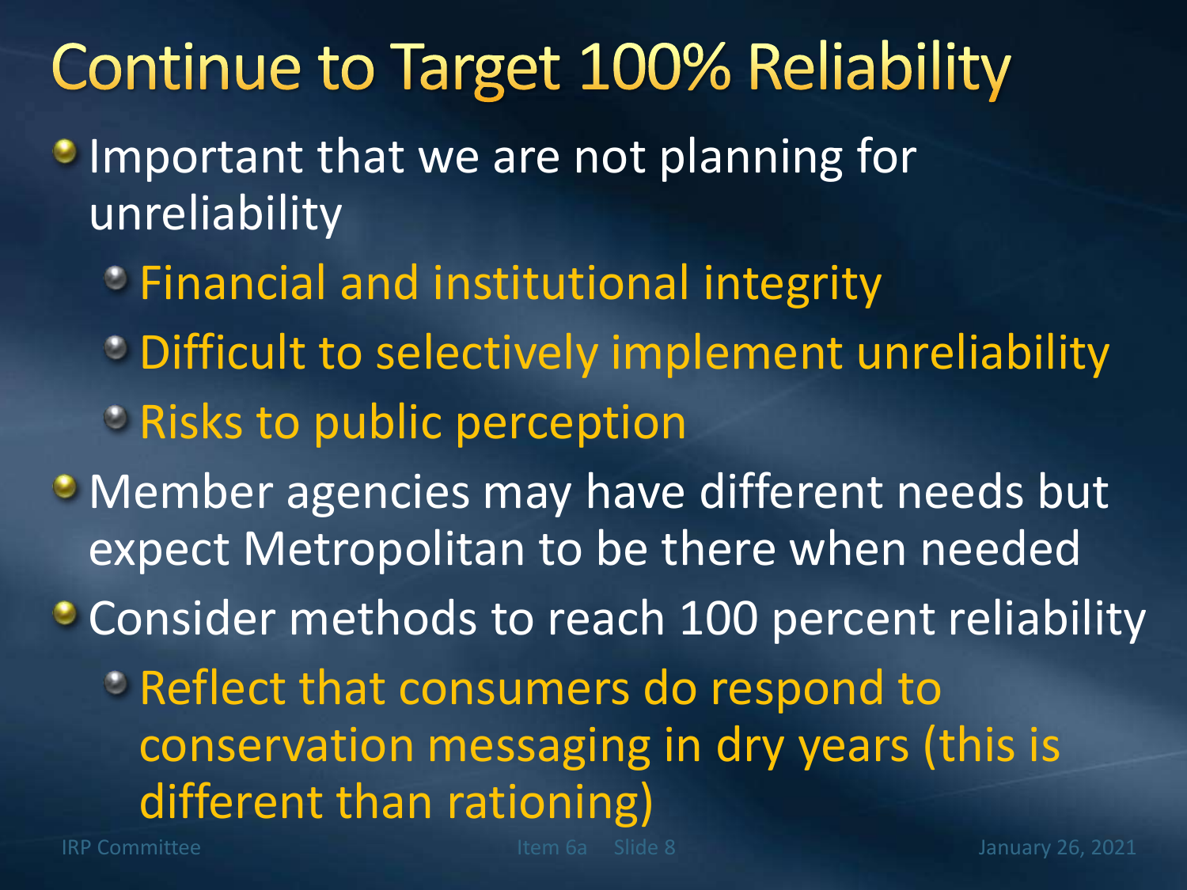# Continue to Target 100% Reliability

- Important that we are not planning for unreliability
  - Financial and institutional integrity
  - Difficult to selectively implement unreliability
  - Risks to public perception
- Member agencies may have different needs but expect Metropolitan to be there when needed
- Consider methods to reach 100 percent reliability
  - Reflect that consumers do respond to conservation messaging in dry years (this is different than rationing)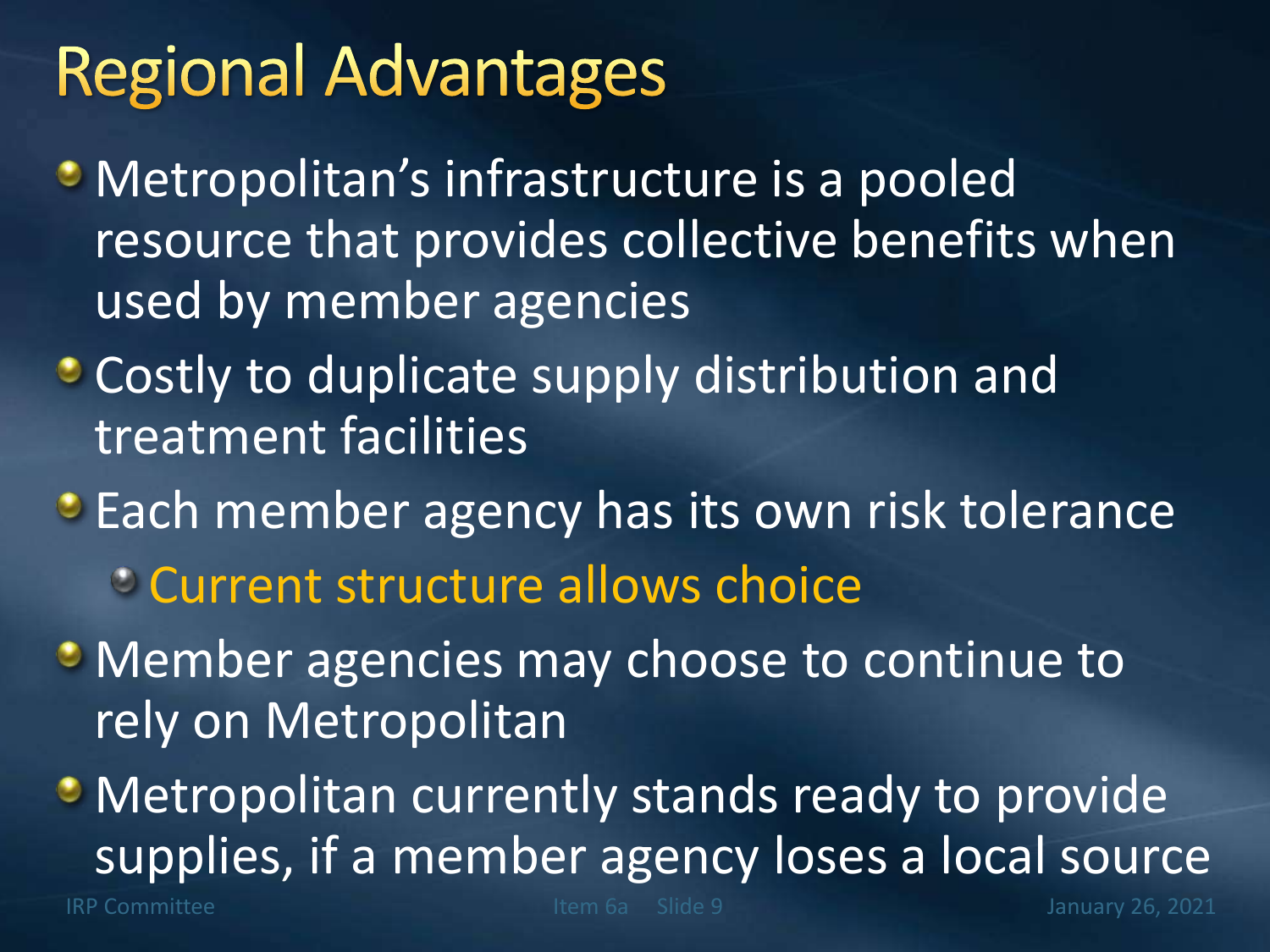# Regional Advantages

- Metropolitan's infrastructure is a pooled resource that provides collective benefits when used by member agencies
- Costly to duplicate supply distribution and treatment facilities
- Each member agency has its own risk tolerance
  - Current structure allows choice
- Member agencies may choose to continue to rely on Metropolitan
- Metropolitan currently stands ready to provide supplies, if a member agency loses a local source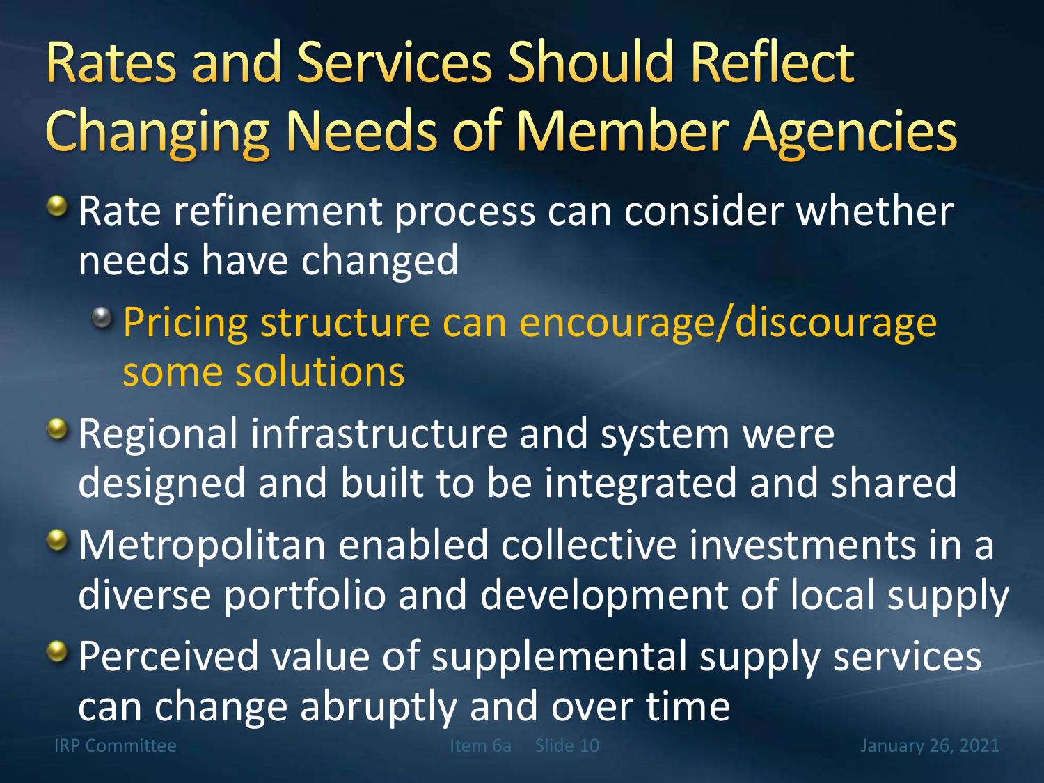# Rates and Services Should Reflect Changing Needs of Member Agencies

- Rate refinement process can consider whether needs have changed
  - Pricing structure can encourage/discourage some solutions
- Regional infrastructure and system were designed and built to be integrated and shared
- Metropolitan enabled collective investments in a diverse portfolio and development of local supply
- Perceived value of supplemental supply services can change abruptly and over time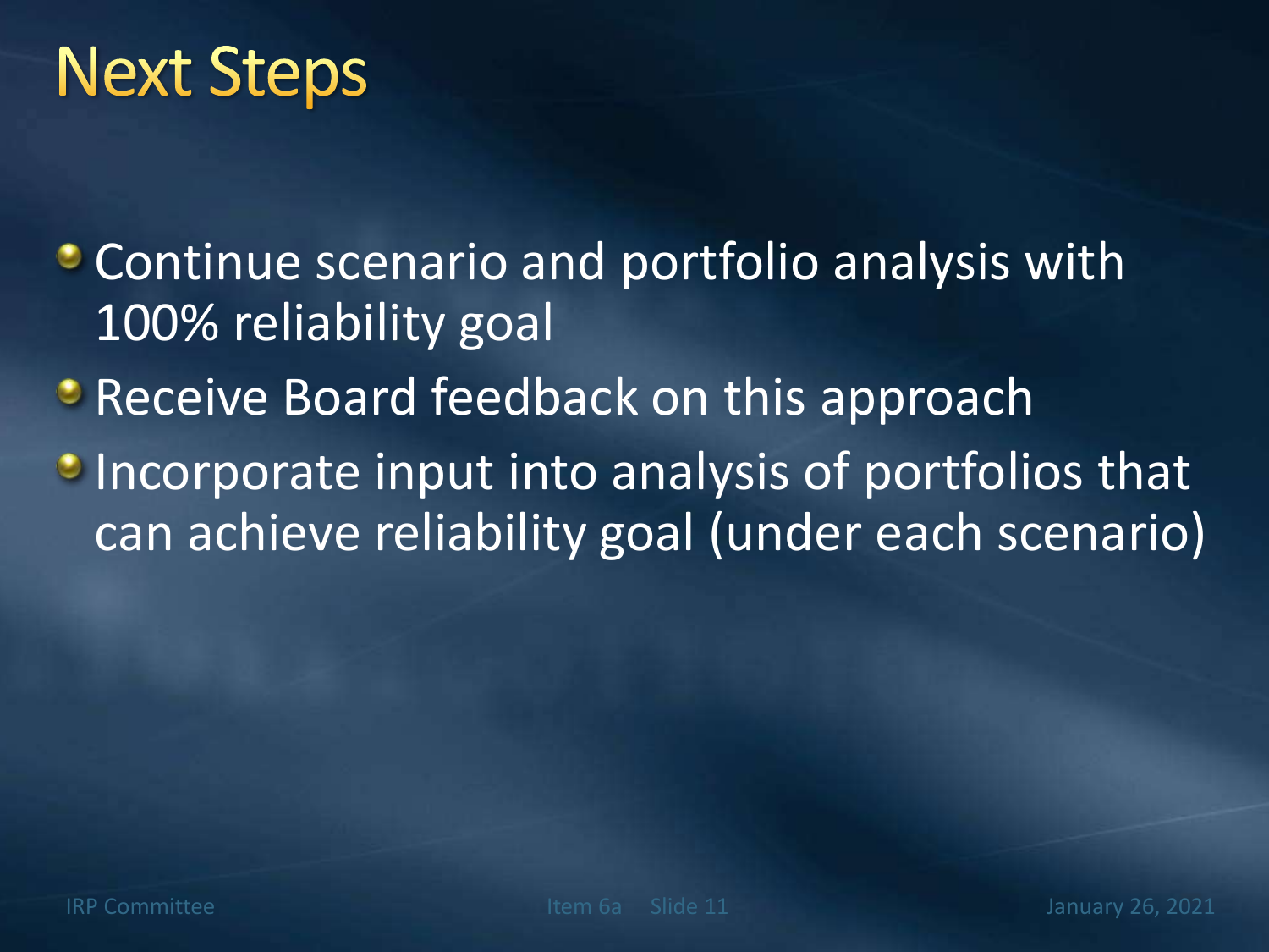# Next Steps

- Continue scenario and portfolio analysis with 100% reliability goal
- Receive Board feedback on this approach
- Incorporate input into analysis of portfolios that can achieve reliability goal (under each scenario)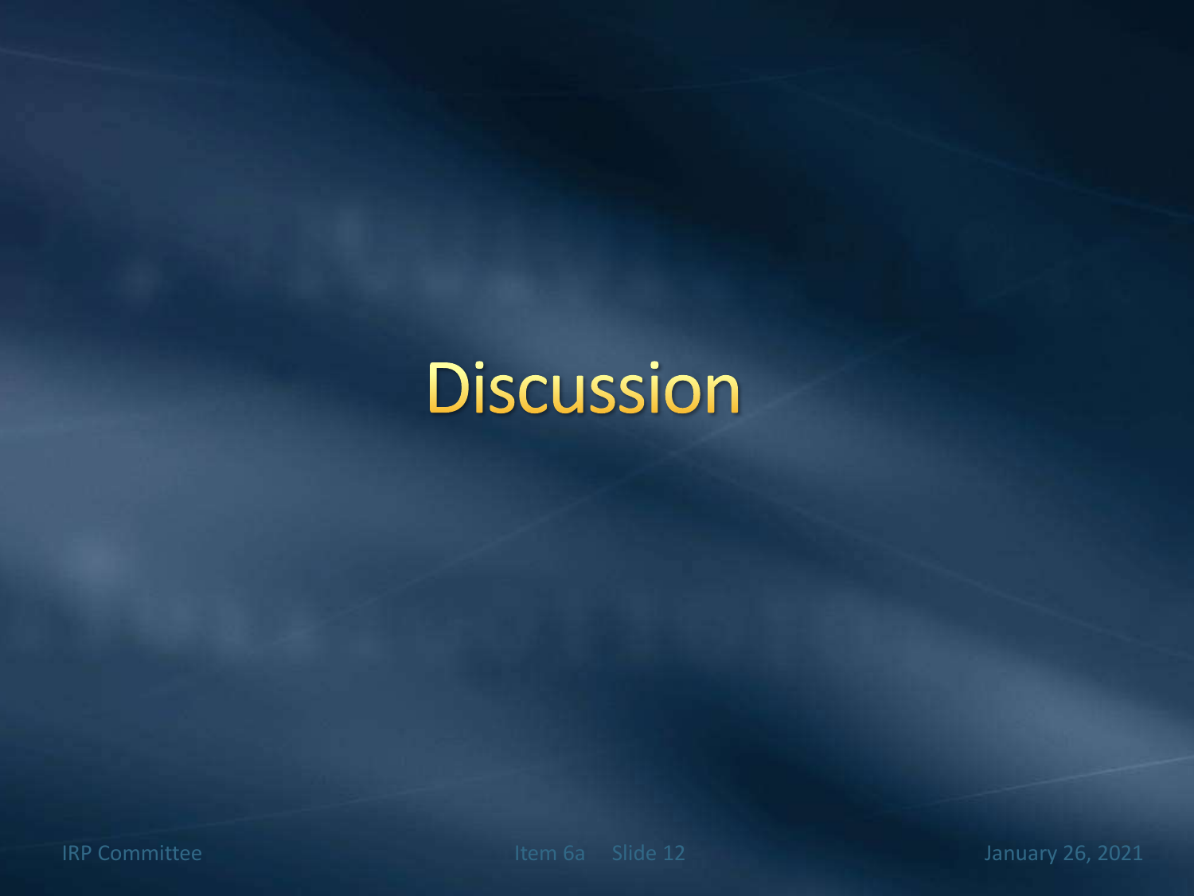# Discussion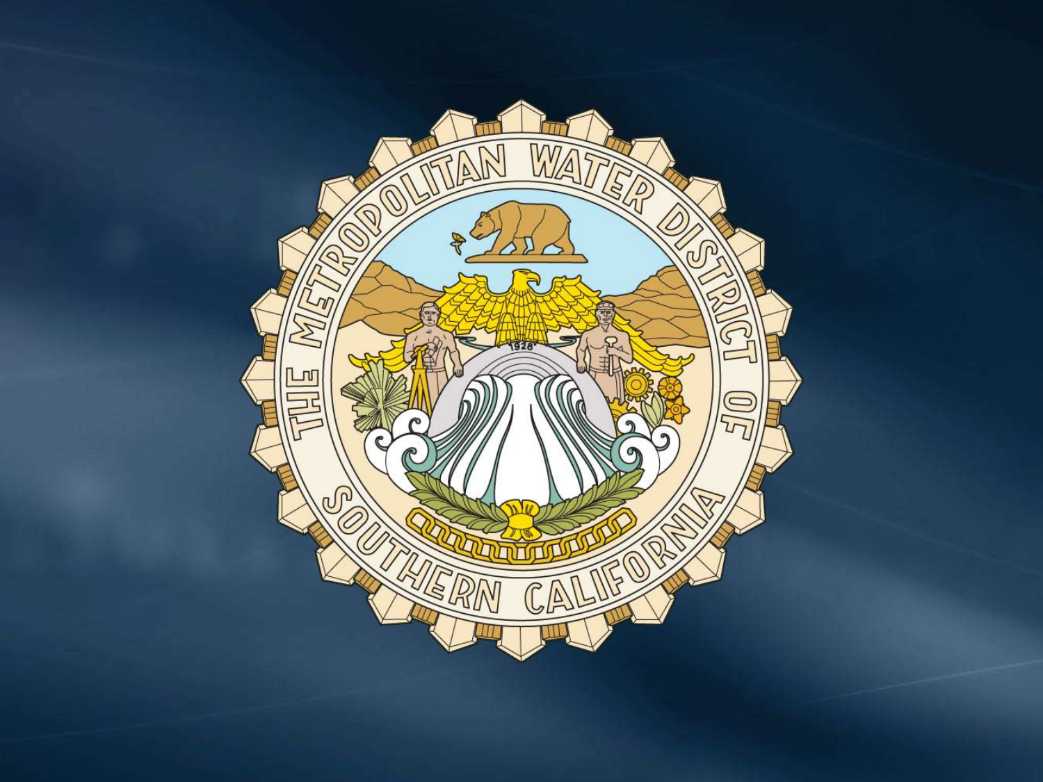THE METROPOLITAN WATER DISTRICT OF SOUTHERN CALIFORNIA

1928